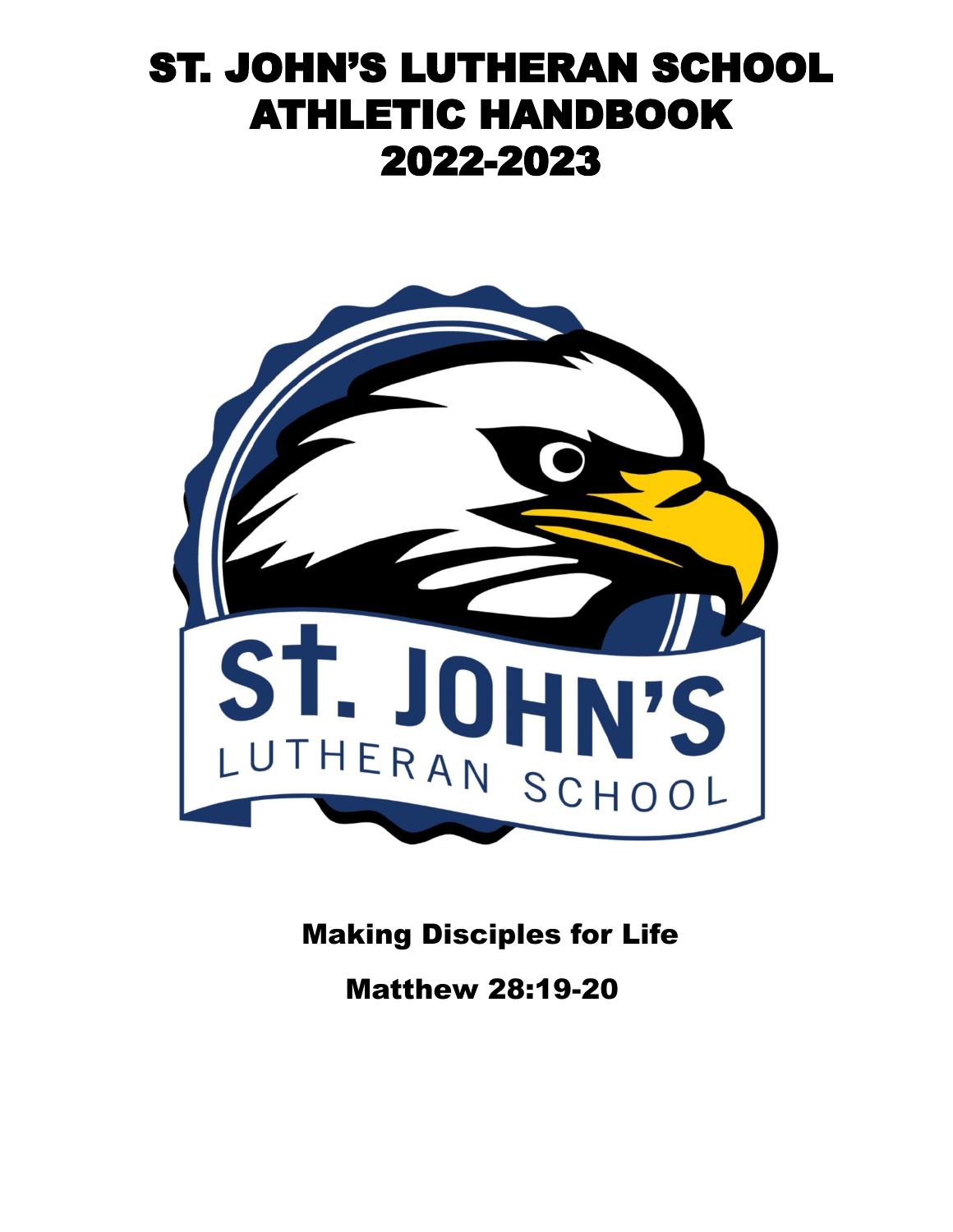# ST. JOHN'S LUTHERAN SCHOOL ATHLETIC HANDBOOK 2022-2023

**Making Disciples for Life**

**Matthew 28:19-20**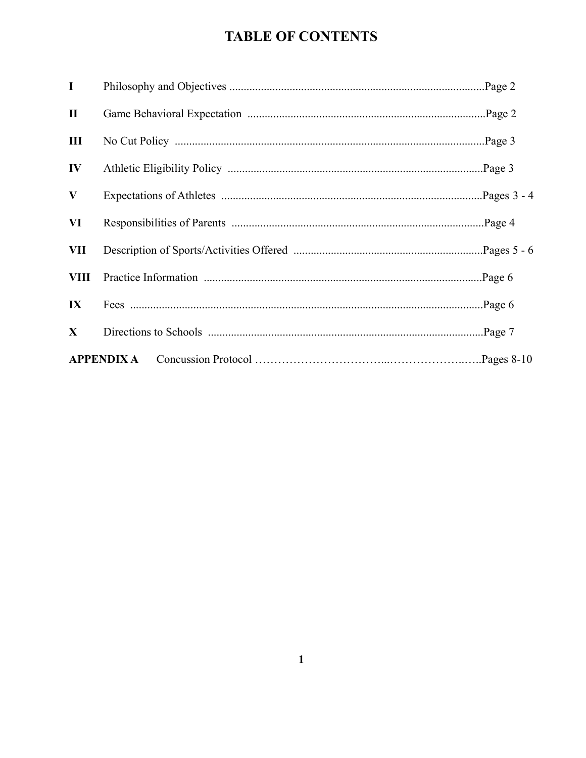# TABLE OF CONTENTS

| | | |
|---|---|---|
| **I** | Philosophy and Objectives | Page 2 |
| **II** | Game Behavioral Expectation | Page 2 |
| **III** | No Cut Policy | Page 3 |
| **IV** | Athletic Eligibility Policy | Page 3 |
| **V** | Expectations of Athletes | Pages 3 - 4 |
| **VI** | Responsibilities of Parents | Page 4 |
| **VII** | Description of Sports/Activities Offered | Pages 5 - 6 |
| **VIII** | Practice Information | Page 6 |
| **IX** | Fees | Page 6 |
| **X** | Directions to Schools | Page 7 |
| **APPENDIX A** | Concussion Protocol | Pages 8-10 |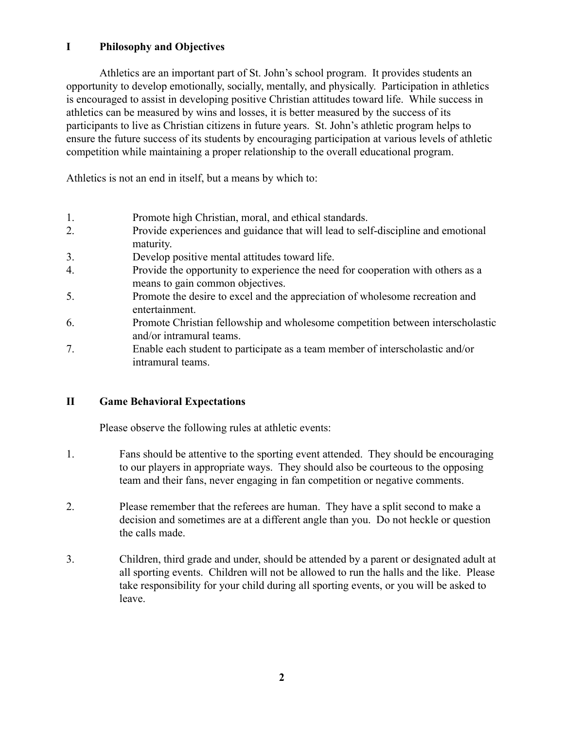## I Philosophy and Objectives

Athletics are an important part of St. John's school program. It provides students an opportunity to develop emotionally, socially, mentally, and physically. Participation in athletics is encouraged to assist in developing positive Christian attitudes toward life. While success in athletics can be measured by wins and losses, it is better measured by the success of its participants to live as Christian citizens in future years. St. John's athletic program helps to ensure the future success of its students by encouraging participation at various levels of athletic competition while maintaining a proper relationship to the overall educational program.

Athletics is not an end in itself, but a means by which to:

1. Promote high Christian, moral, and ethical standards.
2. Provide experiences and guidance that will lead to self-discipline and emotional maturity.
3. Develop positive mental attitudes toward life.
4. Provide the opportunity to experience the need for cooperation with others as a means to gain common objectives.
5. Promote the desire to excel and the appreciation of wholesome recreation and entertainment.
6. Promote Christian fellowship and wholesome competition between interscholastic and/or intramural teams.
7. Enable each student to participate as a team member of interscholastic and/or intramural teams.

## II Game Behavioral Expectations

Please observe the following rules at athletic events:

1. Fans should be attentive to the sporting event attended. They should be encouraging to our players in appropriate ways. They should also be courteous to the opposing team and their fans, never engaging in fan competition or negative comments.

2. Please remember that the referees are human. They have a split second to make a decision and sometimes are at a different angle than you. Do not heckle or question the calls made.

3. Children, third grade and under, should be attended by a parent or designated adult at all sporting events. Children will not be allowed to run the halls and the like. Please take responsibility for your child during all sporting events, or you will be asked to leave.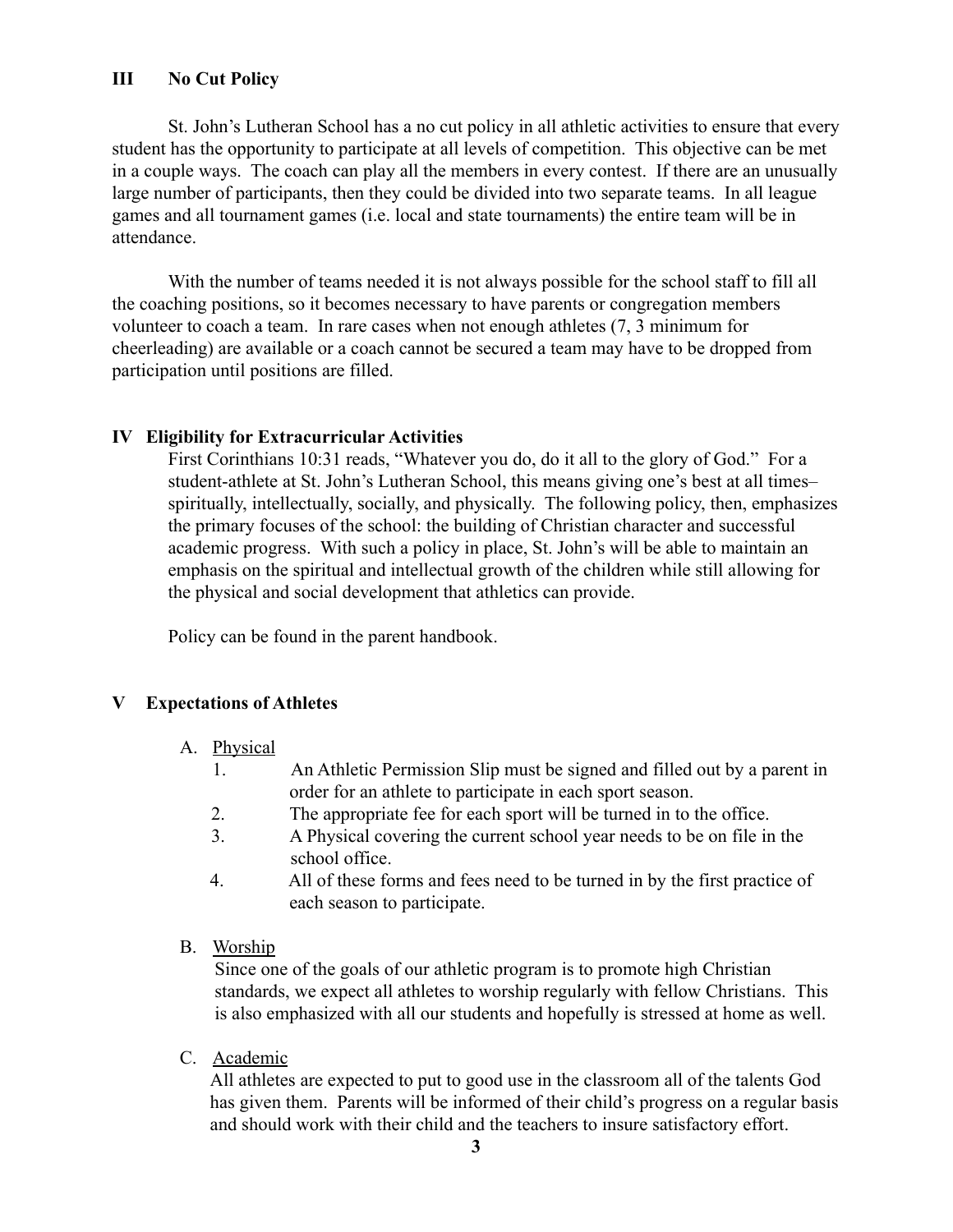## III No Cut Policy

St. John's Lutheran School has a no cut policy in all athletic activities to ensure that every student has the opportunity to participate at all levels of competition. This objective can be met in a couple ways. The coach can play all the members in every contest. If there are an unusually large number of participants, then they could be divided into two separate teams. In all league games and all tournament games (i.e. local and state tournaments) the entire team will be in attendance.

With the number of teams needed it is not always possible for the school staff to fill all the coaching positions, so it becomes necessary to have parents or congregation members volunteer to coach a team. In rare cases when not enough athletes (7, 3 minimum for cheerleading) are available or a coach cannot be secured a team may have to be dropped from participation until positions are filled.

## IV Eligibility for Extracurricular Activities

First Corinthians 10:31 reads, "Whatever you do, do it all to the glory of God." For a student-athlete at St. John's Lutheran School, this means giving one's best at all times– spiritually, intellectually, socially, and physically. The following policy, then, emphasizes the primary focuses of the school: the building of Christian character and successful academic progress. With such a policy in place, St. John's will be able to maintain an emphasis on the spiritual and intellectual growth of the children while still allowing for the physical and social development that athletics can provide.

Policy can be found in the parent handbook.

## V Expectations of Athletes

A. Physical

1. An Athletic Permission Slip must be signed and filled out by a parent in order for an athlete to participate in each sport season.
2. The appropriate fee for each sport will be turned in to the office.
3. A Physical covering the current school year needs to be on file in the school office.
4. All of these forms and fees need to be turned in by the first practice of each season to participate.

B. Worship

Since one of the goals of our athletic program is to promote high Christian standards, we expect all athletes to worship regularly with fellow Christians. This is also emphasized with all our students and hopefully is stressed at home as well.

C. Academic

All athletes are expected to put to good use in the classroom all of the talents God has given them. Parents will be informed of their child's progress on a regular basis and should work with their child and the teachers to insure satisfactory effort.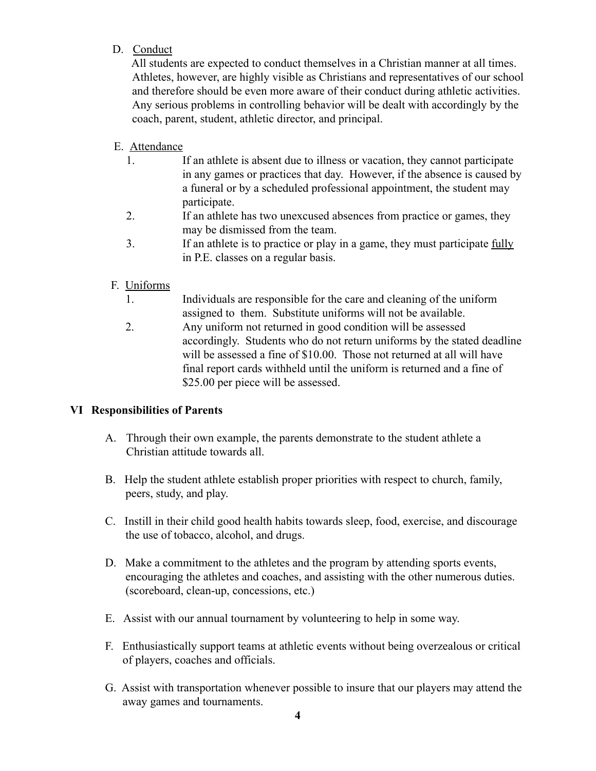D. Conduct

All students are expected to conduct themselves in a Christian manner at all times. Athletes, however, are highly visible as Christians and representatives of our school and therefore should be even more aware of their conduct during athletic activities. Any serious problems in controlling behavior will be dealt with accordingly by the coach, parent, student, athletic director, and principal.

E. Attendance

1. If an athlete is absent due to illness or vacation, they cannot participate in any games or practices that day. However, if the absence is caused by a funeral or by a scheduled professional appointment, the student may participate.
2. If an athlete has two unexcused absences from practice or games, they may be dismissed from the team.
3. If an athlete is to practice or play in a game, they must participate fully in P.E. classes on a regular basis.

F. Uniforms

1. Individuals are responsible for the care and cleaning of the uniform assigned to them. Substitute uniforms will not be available.
2. Any uniform not returned in good condition will be assessed accordingly. Students who do not return uniforms by the stated deadline will be assessed a fine of $10.00. Those not returned at all will have final report cards withheld until the uniform is returned and a fine of $25.00 per piece will be assessed.

## VI Responsibilities of Parents

A. Through their own example, the parents demonstrate to the student athlete a Christian attitude towards all.

B. Help the student athlete establish proper priorities with respect to church, family, peers, study, and play.

C. Instill in their child good health habits towards sleep, food, exercise, and discourage the use of tobacco, alcohol, and drugs.

D. Make a commitment to the athletes and the program by attending sports events, encouraging the athletes and coaches, and assisting with the other numerous duties. (scoreboard, clean-up, concessions, etc.)

E. Assist with our annual tournament by volunteering to help in some way.

F. Enthusiastically support teams at athletic events without being overzealous or critical of players, coaches and officials.

G. Assist with transportation whenever possible to insure that our players may attend the away games and tournaments.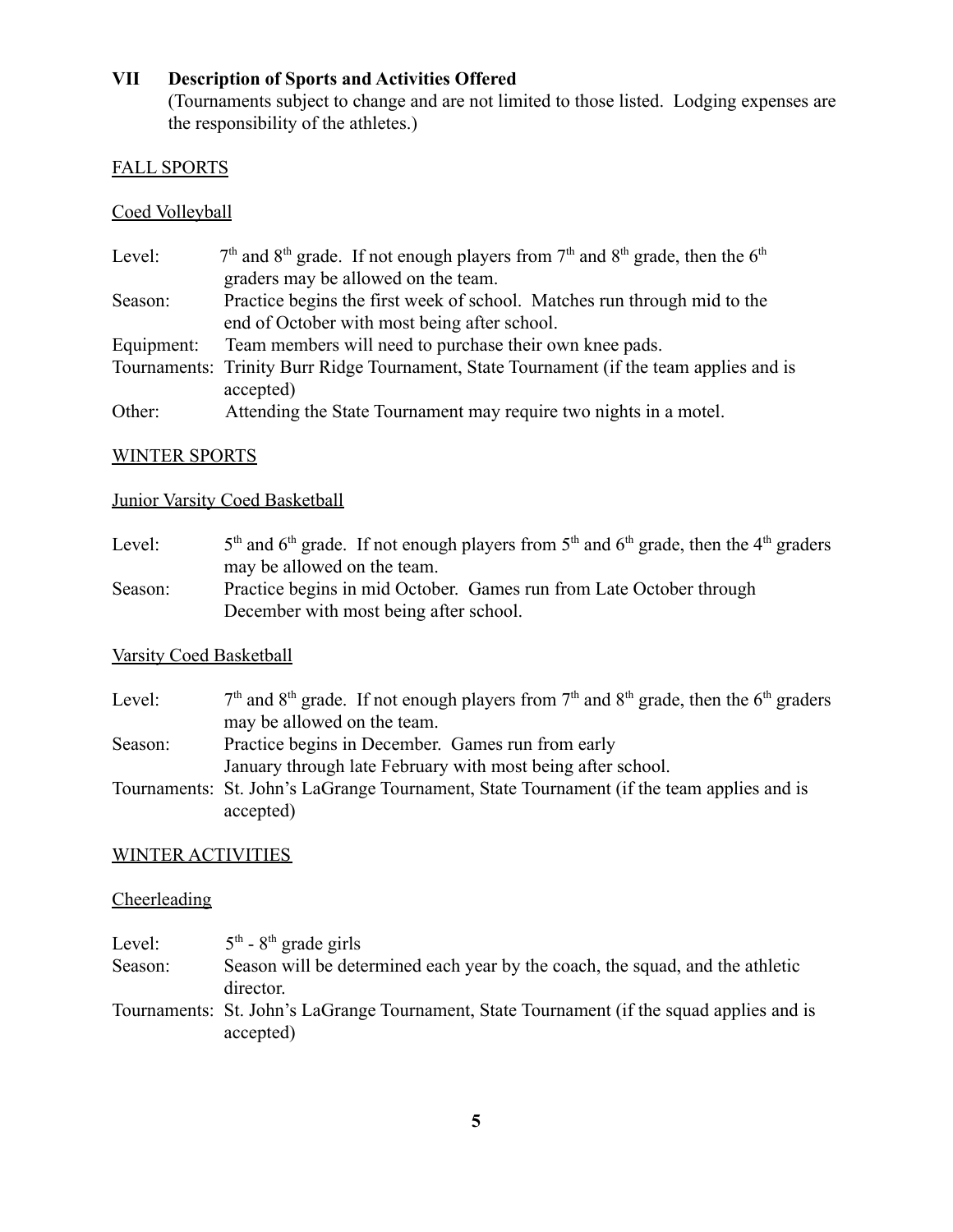## VII Description of Sports and Activities Offered

(Tournaments subject to change and are not limited to those listed. Lodging expenses are the responsibility of the athletes.)

### FALL SPORTS

#### Coed Volleyball

Level: 7th and 8th grade. If not enough players from 7th and 8th grade, then the 6th graders may be allowed on the team.

Season: Practice begins the first week of school. Matches run through mid to the end of October with most being after school.

Equipment: Team members will need to purchase their own knee pads.

Tournaments: Trinity Burr Ridge Tournament, State Tournament (if the team applies and is accepted)

Other: Attending the State Tournament may require two nights in a motel.

### WINTER SPORTS

#### Junior Varsity Coed Basketball

Level: 5th and 6th grade. If not enough players from 5th and 6th grade, then the 4th graders may be allowed on the team.

Season: Practice begins in mid October. Games run from Late October through December with most being after school.

#### Varsity Coed Basketball

Level: 7th and 8th grade. If not enough players from 7th and 8th grade, then the 6th graders may be allowed on the team.

Season: Practice begins in December. Games run from early January through late February with most being after school.

Tournaments: St. John's LaGrange Tournament, State Tournament (if the team applies and is accepted)

### WINTER ACTIVITIES

#### Cheerleading

Level: 5th - 8th grade girls

Season: Season will be determined each year by the coach, the squad, and the athletic director.

Tournaments: St. John's LaGrange Tournament, State Tournament (if the squad applies and is accepted)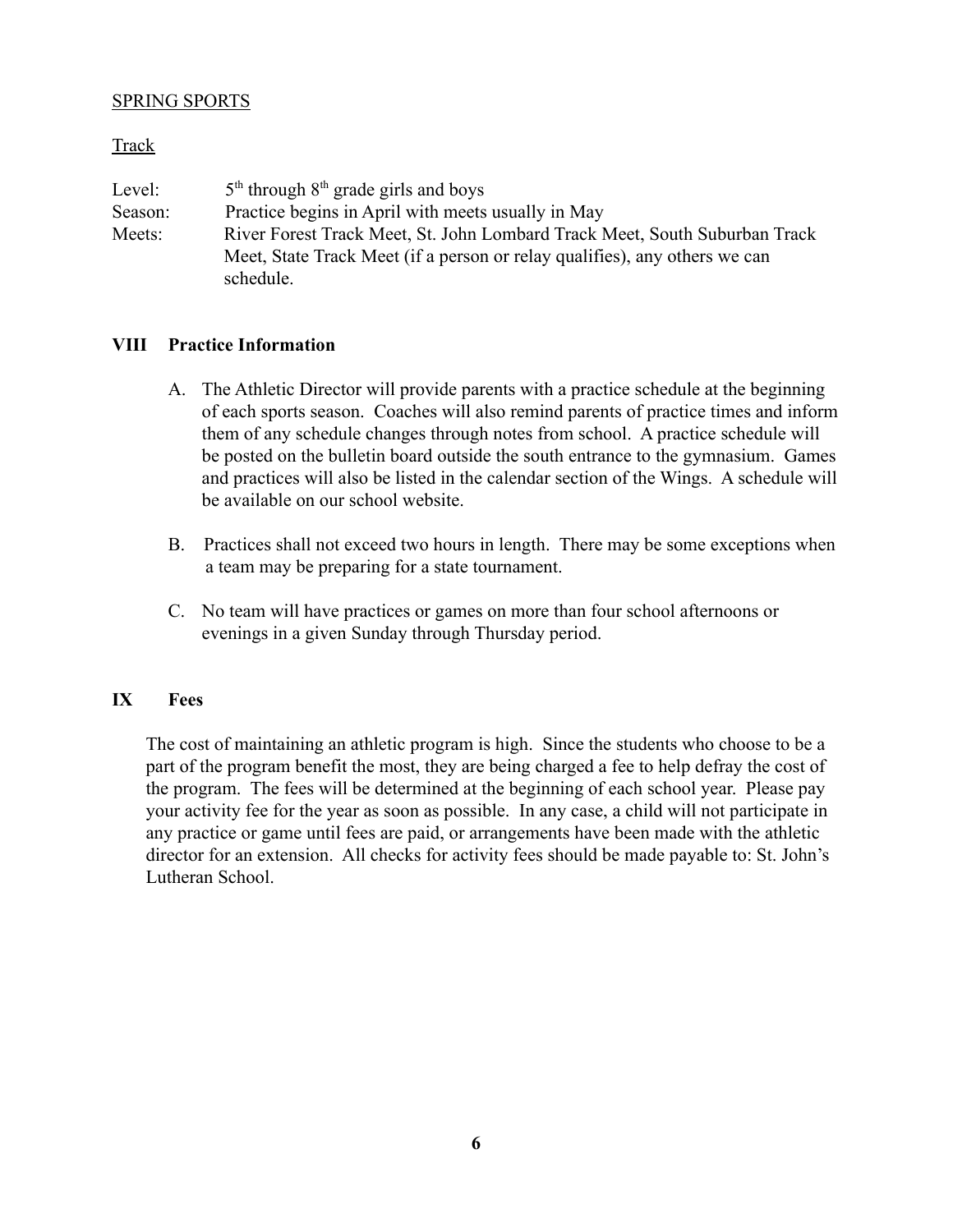SPRING SPORTS

Track

| | |
|---|---|
| Level: | 5th through 8th grade girls and boys |
| Season: | Practice begins in April with meets usually in May |
| Meets: | River Forest Track Meet, St. John Lombard Track Meet, South Suburban Track Meet, State Track Meet (if a person or relay qualifies), any others we can schedule. |

## VIII Practice Information

A. The Athletic Director will provide parents with a practice schedule at the beginning of each sports season. Coaches will also remind parents of practice times and inform them of any schedule changes through notes from school. A practice schedule will be posted on the bulletin board outside the south entrance to the gymnasium. Games and practices will also be listed in the calendar section of the Wings. A schedule will be available on our school website.

B. Practices shall not exceed two hours in length. There may be some exceptions when a team may be preparing for a state tournament.

C. No team will have practices or games on more than four school afternoons or evenings in a given Sunday through Thursday period.

## IX Fees

The cost of maintaining an athletic program is high. Since the students who choose to be a part of the program benefit the most, they are being charged a fee to help defray the cost of the program. The fees will be determined at the beginning of each school year. Please pay your activity fee for the year as soon as possible. In any case, a child will not participate in any practice or game until fees are paid, or arrangements have been made with the athletic director for an extension. All checks for activity fees should be made payable to: St. John's Lutheran School.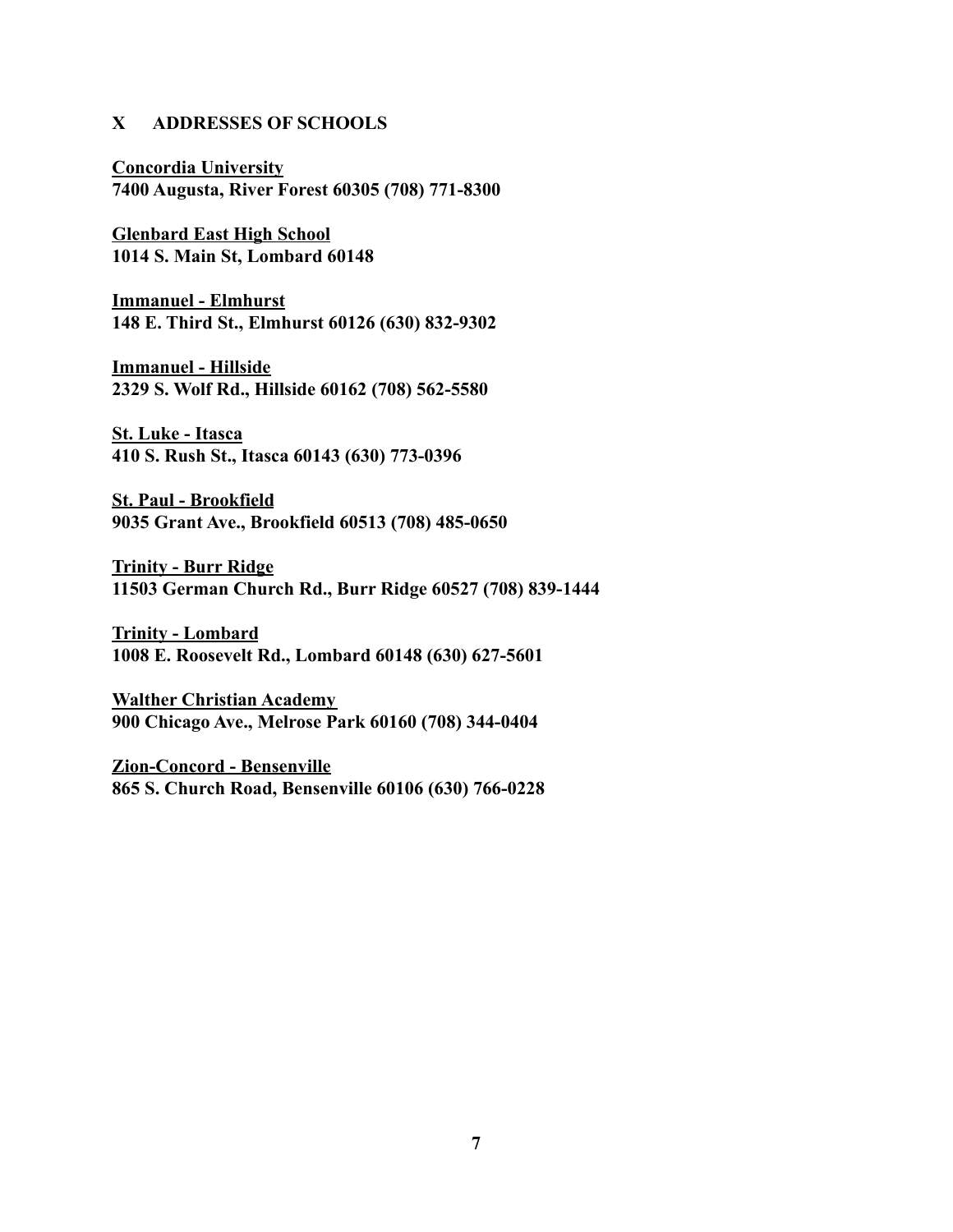## X ADDRESSES OF SCHOOLS

**Concordia University**
**7400 Augusta, River Forest 60305 (708) 771-8300**

**Glenbard East High School**
**1014 S. Main St, Lombard 60148**

**Immanuel - Elmhurst**
**148 E. Third St., Elmhurst 60126 (630) 832-9302**

**Immanuel - Hillside**
**2329 S. Wolf Rd., Hillside 60162 (708) 562-5580**

**St. Luke - Itasca**
**410 S. Rush St., Itasca 60143 (630) 773-0396**

**St. Paul - Brookfield**
**9035 Grant Ave., Brookfield 60513 (708) 485-0650**

**Trinity - Burr Ridge**
**11503 German Church Rd., Burr Ridge 60527 (708) 839-1444**

**Trinity - Lombard**
**1008 E. Roosevelt Rd., Lombard 60148 (630) 627-5601**

**Walther Christian Academy**
**900 Chicago Ave., Melrose Park 60160 (708) 344-0404**

**Zion-Concord - Bensenville**
**865 S. Church Road, Bensenville 60106 (630) 766-0228**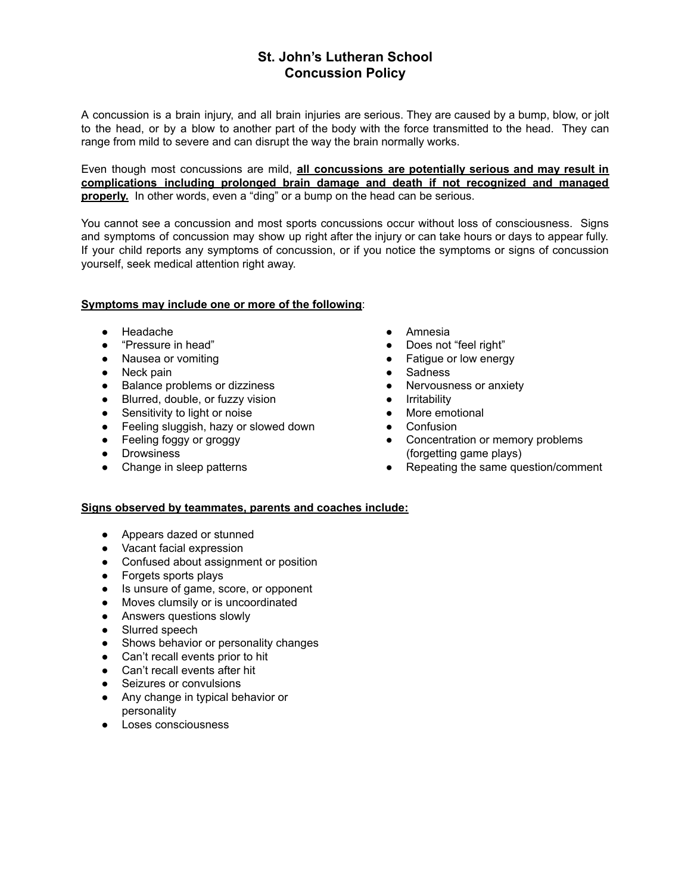# St. John's Lutheran School
# Concussion Policy

A concussion is a brain injury, and all brain injuries are serious. They are caused by a bump, blow, or jolt to the head, or by a blow to another part of the body with the force transmitted to the head. They can range from mild to severe and can disrupt the way the brain normally works.

Even though most concussions are mild, **<u>all concussions are potentially serious and may result in complications including prolonged brain damage and death if not recognized and managed properly.</u>** In other words, even a "ding" or a bump on the head can be serious.

You cannot see a concussion and most sports concussions occur without loss of consciousness. Signs and symptoms of concussion may show up right after the injury or can take hours or days to appear fully. If your child reports any symptoms of concussion, or if you notice the symptoms or signs of concussion yourself, seek medical attention right away.

**<u>Symptoms may include one or more of the following</u>**:

- Headache
- "Pressure in head"
- Nausea or vomiting
- Neck pain
- Balance problems or dizziness
- Blurred, double, or fuzzy vision
- Sensitivity to light or noise
- Feeling sluggish, hazy or slowed down
- Feeling foggy or groggy
- Drowsiness
- Change in sleep patterns
- Amnesia
- Does not "feel right"
- Fatigue or low energy
- Sadness
- Nervousness or anxiety
- Irritability
- More emotional
- Confusion
- Concentration or memory problems (forgetting game plays)
- Repeating the same question/comment

**<u>Signs observed by teammates, parents and coaches include:</u>**

- Appears dazed or stunned
- Vacant facial expression
- Confused about assignment or position
- Forgets sports plays
- Is unsure of game, score, or opponent
- Moves clumsily or is uncoordinated
- Answers questions slowly
- Slurred speech
- Shows behavior or personality changes
- Can't recall events prior to hit
- Can't recall events after hit
- Seizures or convulsions
- Any change in typical behavior or personality
- Loses consciousness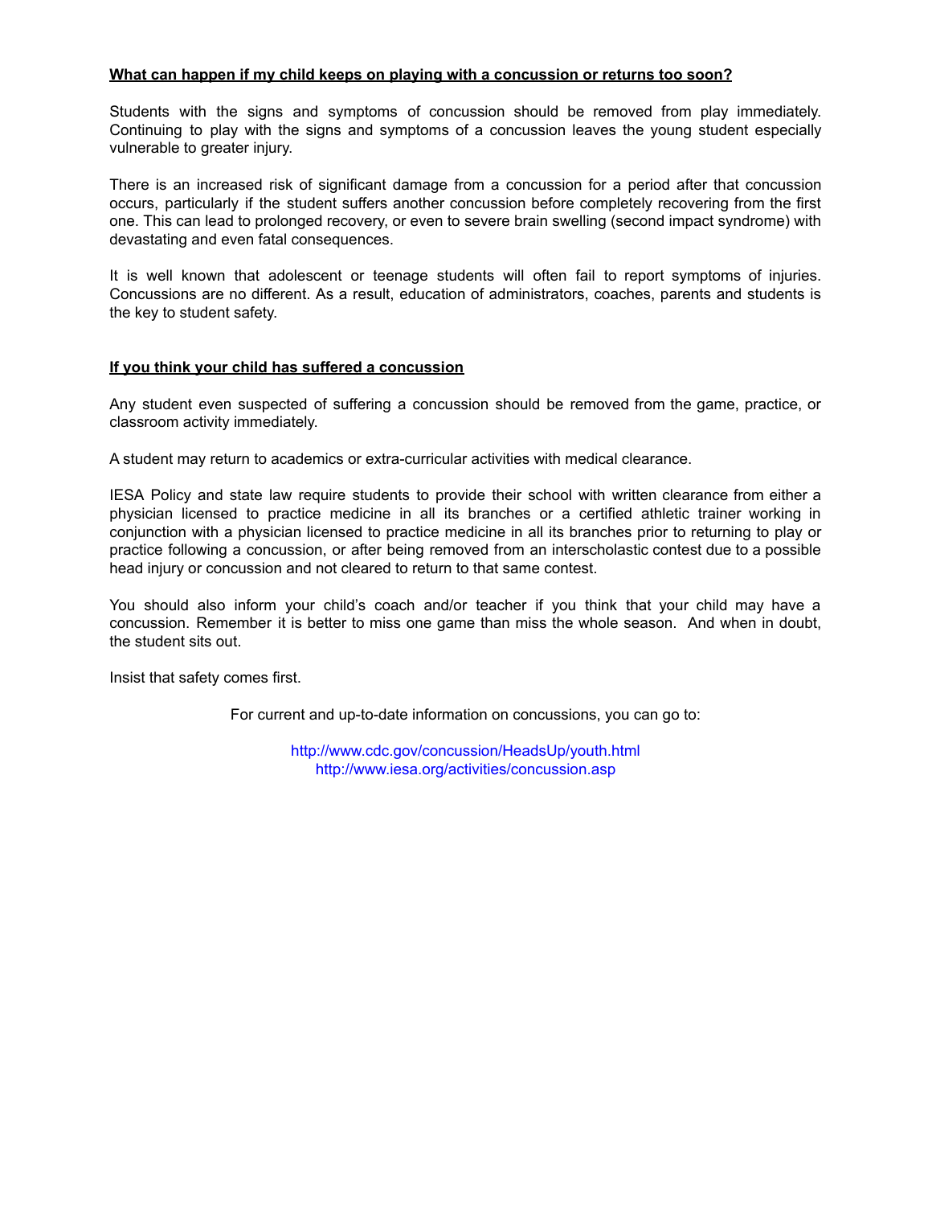**What can happen if my child keeps on playing with a concussion or returns too soon?**

Students with the signs and symptoms of concussion should be removed from play immediately. Continuing to play with the signs and symptoms of a concussion leaves the young student especially vulnerable to greater injury.

There is an increased risk of significant damage from a concussion for a period after that concussion occurs, particularly if the student suffers another concussion before completely recovering from the first one. This can lead to prolonged recovery, or even to severe brain swelling (second impact syndrome) with devastating and even fatal consequences.

It is well known that adolescent or teenage students will often fail to report symptoms of injuries. Concussions are no different. As a result, education of administrators, coaches, parents and students is the key to student safety.

**If you think your child has suffered a concussion**

Any student even suspected of suffering a concussion should be removed from the game, practice, or classroom activity immediately.

A student may return to academics or extra-curricular activities with medical clearance.

IESA Policy and state law require students to provide their school with written clearance from either a physician licensed to practice medicine in all its branches or a certified athletic trainer working in conjunction with a physician licensed to practice medicine in all its branches prior to returning to play or practice following a concussion, or after being removed from an interscholastic contest due to a possible head injury or concussion and not cleared to return to that same contest.

You should also inform your child's coach and/or teacher if you think that your child may have a concussion. Remember it is better to miss one game than miss the whole season. And when in doubt, the student sits out.

Insist that safety comes first.

For current and up-to-date information on concussions, you can go to:

http://www.cdc.gov/concussion/HeadsUp/youth.html
http://www.iesa.org/activities/concussion.asp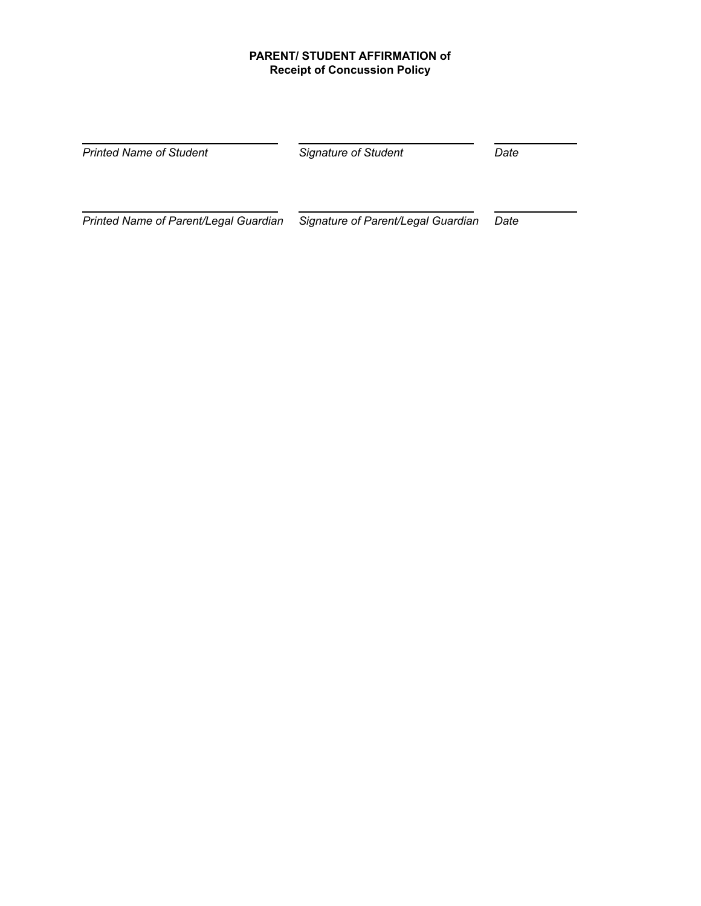**PARENT/ STUDENT AFFIRMATION of**
**Receipt of Concussion Policy**

| | | |
|---|---|---|
| ______________________________ | ______________________________ | ____________ |
| *Printed Name of Student* | *Signature of Student* | *Date* |
| | | |
| ______________________________ | ______________________________ | ____________ |
| *Printed Name of Parent/Legal Guardian* | *Signature of Parent/Legal Guardian* | *Date* |